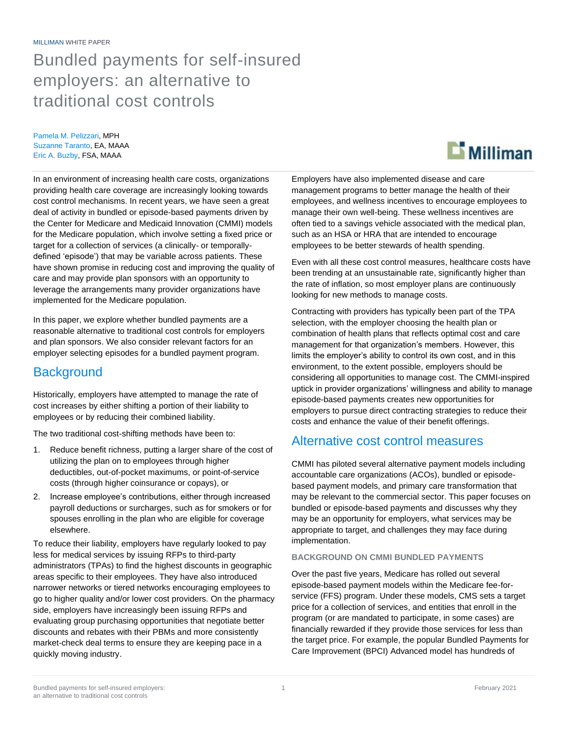MILLIMAN WHITE PAPER

# Bundled payments for self-insured employers: an alternative to traditional cost controls

Pamela M. Pelizzari, MPH
Suzanne Taranto, EA, MAAA
Eric A. Buzby, FSA, MAAA

In an environment of increasing health care costs, organizations providing health care coverage are increasingly looking towards cost control mechanisms. In recent years, we have seen a great deal of activity in bundled or episode-based payments driven by the Center for Medicare and Medicaid Innovation (CMMI) models for the Medicare population, which involve setting a fixed price or target for a collection of services (a clinically- or temporally-defined 'episode') that may be variable across patients. These have shown promise in reducing cost and improving the quality of care and may provide plan sponsors with an opportunity to leverage the arrangements many provider organizations have implemented for the Medicare population.

In this paper, we explore whether bundled payments are a reasonable alternative to traditional cost controls for employers and plan sponsors. We also consider relevant factors for an employer selecting episodes for a bundled payment program.

## Background

Historically, employers have attempted to manage the rate of cost increases by either shifting a portion of their liability to employees or by reducing their combined liability.

The two traditional cost-shifting methods have been to:

1. Reduce benefit richness, putting a larger share of the cost of utilizing the plan on to employees through higher deductibles, out-of-pocket maximums, or point-of-service costs (through higher coinsurance or copays), or
2. Increase employee's contributions, either through increased payroll deductions or surcharges, such as for smokers or for spouses enrolling in the plan who are eligible for coverage elsewhere.

To reduce their liability, employers have regularly looked to pay less for medical services by issuing RFPs to third-party administrators (TPAs) to find the highest discounts in geographic areas specific to their employees. They have also introduced narrower networks or tiered networks encouraging employees to go to higher quality and/or lower cost providers. On the pharmacy side, employers have increasingly been issuing RFPs and evaluating group purchasing opportunities that negotiate better discounts and rebates with their PBMs and more consistently market-check deal terms to ensure they are keeping pace in a quickly moving industry.

Employers have also implemented disease and care management programs to better manage the health of their employees, and wellness incentives to encourage employees to manage their own well-being. These wellness incentives are often tied to a savings vehicle associated with the medical plan, such as an HSA or HRA that are intended to encourage employees to be better stewards of health spending.

Even with all these cost control measures, healthcare costs have been trending at an unsustainable rate, significantly higher than the rate of inflation, so most employer plans are continuously looking for new methods to manage costs.

Contracting with providers has typically been part of the TPA selection, with the employer choosing the health plan or combination of health plans that reflects optimal cost and care management for that organization's members. However, this limits the employer's ability to control its own cost, and in this environment, to the extent possible, employers should be considering all opportunities to manage cost. The CMMI-inspired uptick in provider organizations' willingness and ability to manage episode-based payments creates new opportunities for employers to pursue direct contracting strategies to reduce their costs and enhance the value of their benefit offerings.

## Alternative cost control measures

CMMI has piloted several alternative payment models including accountable care organizations (ACOs), bundled or episode-based payment models, and primary care transformation that may be relevant to the commercial sector. This paper focuses on bundled or episode-based payments and discusses why they may be an opportunity for employers, what services may be appropriate to target, and challenges they may face during implementation.

### BACKGROUND ON CMMI BUNDLED PAYMENTS

Over the past five years, Medicare has rolled out several episode-based payment models within the Medicare fee-for-service (FFS) program. Under these models, CMS sets a target price for a collection of services, and entities that enroll in the program (or are mandated to participate, in some cases) are financially rewarded if they provide those services for less than the target price. For example, the popular Bundled Payments for Care Improvement (BPCI) Advanced model has hundreds of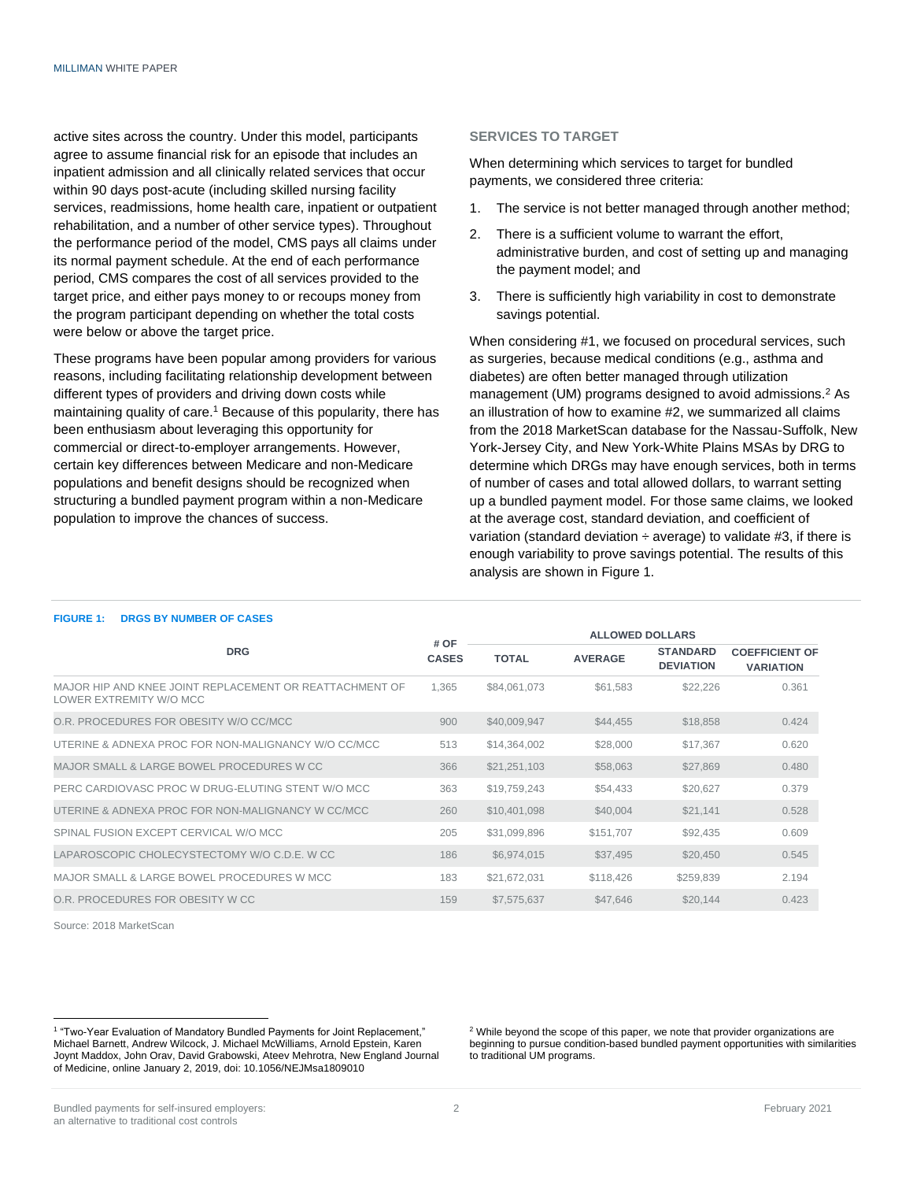active sites across the country. Under this model, participants agree to assume financial risk for an episode that includes an inpatient admission and all clinically related services that occur within 90 days post-acute (including skilled nursing facility services, readmissions, home health care, inpatient or outpatient rehabilitation, and a number of other service types). Throughout the performance period of the model, CMS pays all claims under its normal payment schedule. At the end of each performance period, CMS compares the cost of all services provided to the target price, and either pays money to or recoups money from the program participant depending on whether the total costs were below or above the target price.

These programs have been popular among providers for various reasons, including facilitating relationship development between different types of providers and driving down costs while maintaining quality of care.[1] Because of this popularity, there has been enthusiasm about leveraging this opportunity for commercial or direct-to-employer arrangements. However, certain key differences between Medicare and non-Medicare populations and benefit designs should be recognized when structuring a bundled payment program within a non-Medicare population to improve the chances of success.

## SERVICES TO TARGET

When determining which services to target for bundled payments, we considered three criteria:

1. The service is not better managed through another method;
2. There is a sufficient volume to warrant the effort, administrative burden, and cost of setting up and managing the payment model; and
3. There is sufficiently high variability in cost to demonstrate savings potential.

When considering #1, we focused on procedural services, such as surgeries, because medical conditions (e.g., asthma and diabetes) are often better managed through utilization management (UM) programs designed to avoid admissions.[2] As an illustration of how to examine #2, we summarized all claims from the 2018 MarketScan database for the Nassau-Suffolk, New York-Jersey City, and New York-White Plains MSAs by DRG to determine which DRGs may have enough services, both in terms of number of cases and total allowed dollars, to warrant setting up a bundled payment model. For those same claims, we looked at the average cost, standard deviation, and coefficient of variation (standard deviation ÷ average) to validate #3, if there is enough variability to prove savings potential. The results of this analysis are shown in Figure 1.

**FIGURE 1: DRGS BY NUMBER OF CASES**

| DRG | # OF CASES | ALLOWED DOLLARS | | | |
|---|---|---|---|---|---|
| | | TOTAL | AVERAGE | STANDARD DEVIATION | COEFFICIENT OF VARIATION |
| MAJOR HIP AND KNEE JOINT REPLACEMENT OR REATTACHMENT OF LOWER EXTREMITY W/O MCC | 1,365 | $84,061,073 | $61,583 | $22,226 | 0.361 |
| O.R. PROCEDURES FOR OBESITY W/O CC/MCC | 900 | $40,009,947 | $44,455 | $18,858 | 0.424 |
| UTERINE & ADNEXA PROC FOR NON-MALIGNANCY W/O CC/MCC | 513 | $14,364,002 | $28,000 | $17,367 | 0.620 |
| MAJOR SMALL & LARGE BOWEL PROCEDURES W CC | 366 | $21,251,103 | $58,063 | $27,869 | 0.480 |
| PERC CARDIOVASC PROC W DRUG-ELUTING STENT W/O MCC | 363 | $19,759,243 | $54,433 | $20,627 | 0.379 |
| UTERINE & ADNEXA PROC FOR NON-MALIGNANCY W CC/MCC | 260 | $10,401,098 | $40,004 | $21,141 | 0.528 |
| SPINAL FUSION EXCEPT CERVICAL W/O MCC | 205 | $31,099,896 | $151,707 | $92,435 | 0.609 |
| LAPAROSCOPIC CHOLECYSTECTOMY W/O C.D.E. W CC | 186 | $6,974,015 | $37,495 | $20,450 | 0.545 |
| MAJOR SMALL & LARGE BOWEL PROCEDURES W MCC | 183 | $21,672,031 | $118,426 | $259,839 | 2.194 |
| O.R. PROCEDURES FOR OBESITY W CC | 159 | $7,575,637 | $47,646 | $20,144 | 0.423 |

Source: 2018 MarketScan

[1] "Two-Year Evaluation of Mandatory Bundled Payments for Joint Replacement," Michael Barnett, Andrew Wilcock, J. Michael McWilliams, Arnold Epstein, Karen Joynt Maddox, John Orav, David Grabowski, Ateev Mehrotra, New England Journal of Medicine, online January 2, 2019, doi: 10.1056/NEJMsa1809010

[2] While beyond the scope of this paper, we note that provider organizations are beginning to pursue condition-based bundled payment opportunities with similarities to traditional UM programs.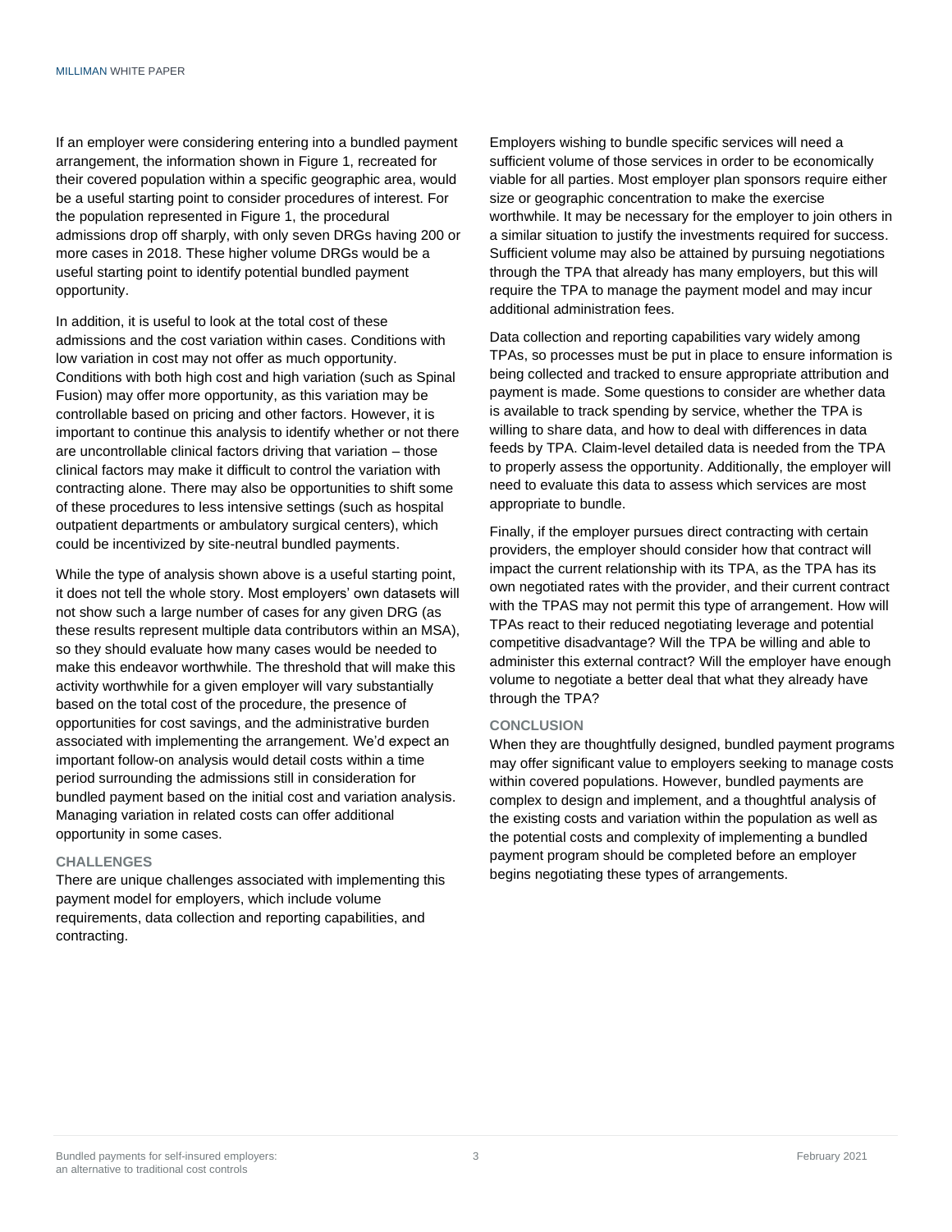If an employer were considering entering into a bundled payment arrangement, the information shown in Figure 1, recreated for their covered population within a specific geographic area, would be a useful starting point to consider procedures of interest. For the population represented in Figure 1, the procedural admissions drop off sharply, with only seven DRGs having 200 or more cases in 2018. These higher volume DRGs would be a useful starting point to identify potential bundled payment opportunity.

In addition, it is useful to look at the total cost of these admissions and the cost variation within cases. Conditions with low variation in cost may not offer as much opportunity. Conditions with both high cost and high variation (such as Spinal Fusion) may offer more opportunity, as this variation may be controllable based on pricing and other factors. However, it is important to continue this analysis to identify whether or not there are uncontrollable clinical factors driving that variation – those clinical factors may make it difficult to control the variation with contracting alone. There may also be opportunities to shift some of these procedures to less intensive settings (such as hospital outpatient departments or ambulatory surgical centers), which could be incentivized by site-neutral bundled payments.

While the type of analysis shown above is a useful starting point, it does not tell the whole story. Most employers' own datasets will not show such a large number of cases for any given DRG (as these results represent multiple data contributors within an MSA), so they should evaluate how many cases would be needed to make this endeavor worthwhile. The threshold that will make this activity worthwhile for a given employer will vary substantially based on the total cost of the procedure, the presence of opportunities for cost savings, and the administrative burden associated with implementing the arrangement. We'd expect an important follow-on analysis would detail costs within a time period surrounding the admissions still in consideration for bundled payment based on the initial cost and variation analysis. Managing variation in related costs can offer additional opportunity in some cases.

## CHALLENGES

There are unique challenges associated with implementing this payment model for employers, which include volume requirements, data collection and reporting capabilities, and contracting.

Employers wishing to bundle specific services will need a sufficient volume of those services in order to be economically viable for all parties. Most employer plan sponsors require either size or geographic concentration to make the exercise worthwhile. It may be necessary for the employer to join others in a similar situation to justify the investments required for success. Sufficient volume may also be attained by pursuing negotiations through the TPA that already has many employers, but this will require the TPA to manage the payment model and may incur additional administration fees.

Data collection and reporting capabilities vary widely among TPAs, so processes must be put in place to ensure information is being collected and tracked to ensure appropriate attribution and payment is made. Some questions to consider are whether data is available to track spending by service, whether the TPA is willing to share data, and how to deal with differences in data feeds by TPA. Claim-level detailed data is needed from the TPA to properly assess the opportunity. Additionally, the employer will need to evaluate this data to assess which services are most appropriate to bundle.

Finally, if the employer pursues direct contracting with certain providers, the employer should consider how that contract will impact the current relationship with its TPA, as the TPA has its own negotiated rates with the provider, and their current contract with the TPAS may not permit this type of arrangement. How will TPAs react to their reduced negotiating leverage and potential competitive disadvantage? Will the TPA be willing and able to administer this external contract? Will the employer have enough volume to negotiate a better deal that what they already have through the TPA?

## CONCLUSION

When they are thoughtfully designed, bundled payment programs may offer significant value to employers seeking to manage costs within covered populations. However, bundled payments are complex to design and implement, and a thoughtful analysis of the existing costs and variation within the population as well as the potential costs and complexity of implementing a bundled payment program should be completed before an employer begins negotiating these types of arrangements.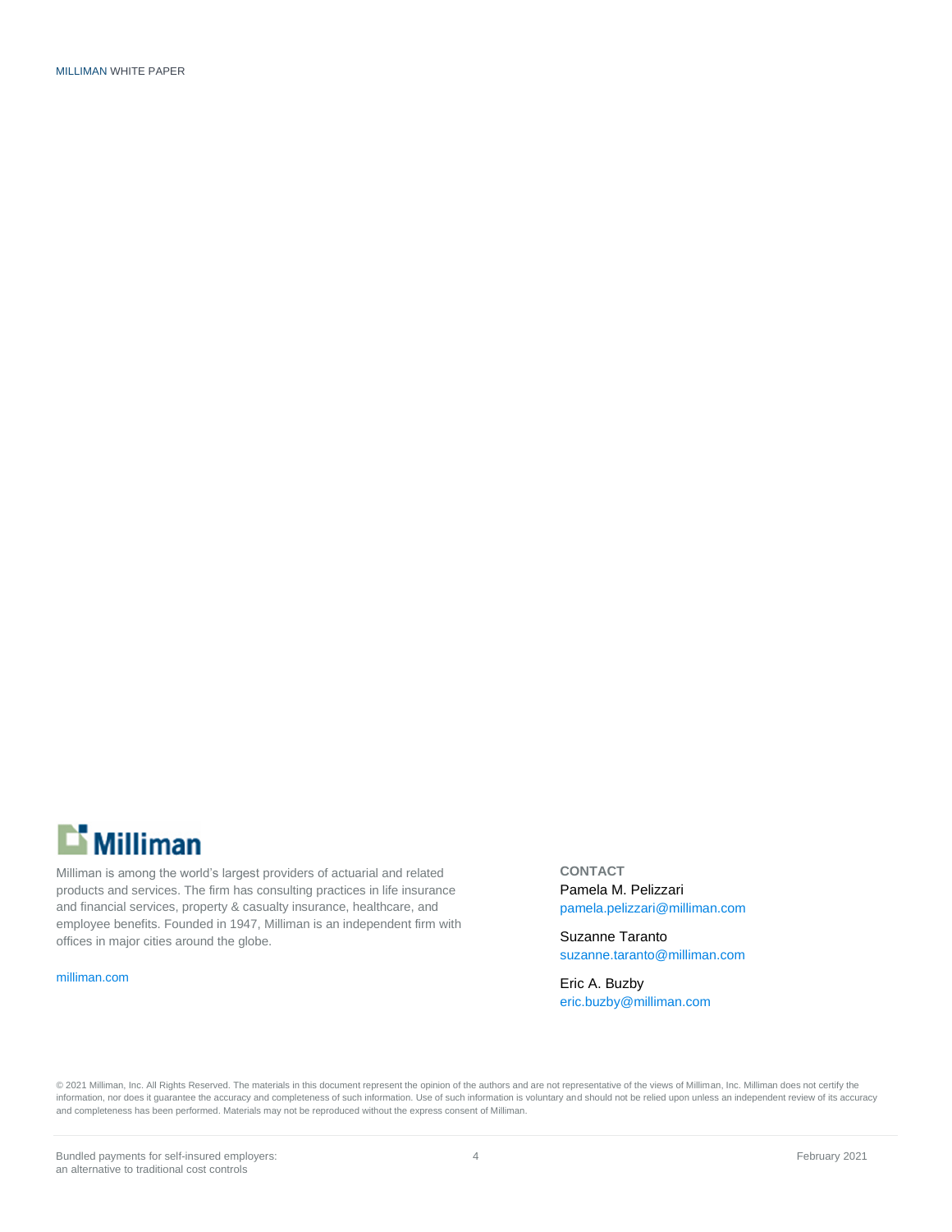Milliman is among the world's largest providers of actuarial and related products and services. The firm has consulting practices in life insurance and financial services, property & casualty insurance, healthcare, and employee benefits. Founded in 1947, Milliman is an independent firm with offices in major cities around the globe.

milliman.com

**CONTACT**

Pamela M. Pelizzari
pamela.pelizzari@milliman.com

Suzanne Taranto
suzanne.taranto@milliman.com

Eric A. Buzby
eric.buzby@milliman.com

© 2021 Milliman, Inc. All Rights Reserved. The materials in this document represent the opinion of the authors and are not representative of the views of Milliman, Inc. Milliman does not certify the information, nor does it guarantee the accuracy and completeness of such information. Use of such information is voluntary and should not be relied upon unless an independent review of its accuracy and completeness has been performed. Materials may not be reproduced without the express consent of Milliman.